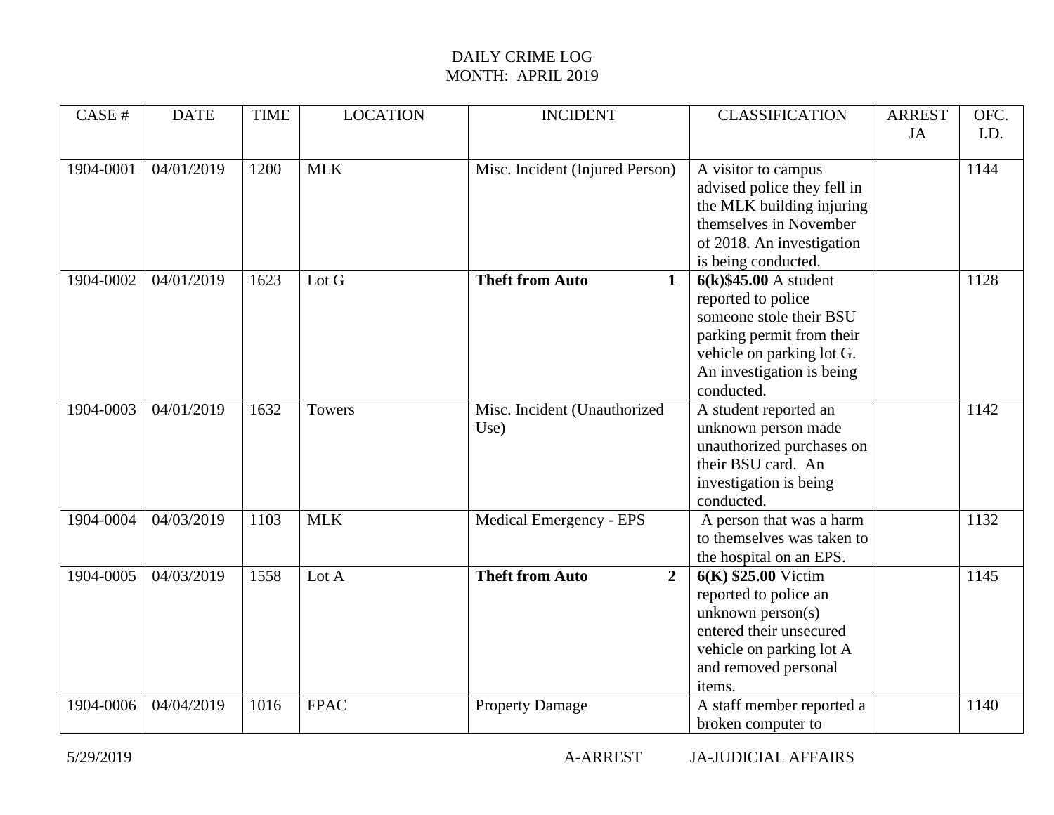DAILY CRIME LOG
MONTH: APRIL 2019

| CASE # | DATE | TIME | LOCATION | INCIDENT | CLASSIFICATION | ARREST JA | OFC. I.D. |
|---|---|---|---|---|---|---|---|
| 1904-0001 | 04/01/2019 | 1200 | MLK | Misc. Incident (Injured Person) | A visitor to campus advised police they fell in the MLK building injuring themselves in November of 2018. An investigation is being conducted. | | 1144 |
| 1904-0002 | 04/01/2019 | 1623 | Lot G | **Theft from Auto 1** | **6(k)$45.00** A student reported to police someone stole their BSU parking permit from their vehicle on parking lot G. An investigation is being conducted. | | 1128 |
| 1904-0003 | 04/01/2019 | 1632 | Towers | Misc. Incident (Unauthorized Use) | A student reported an unknown person made unauthorized purchases on their BSU card. An investigation is being conducted. | | 1142 |
| 1904-0004 | 04/03/2019 | 1103 | MLK | Medical Emergency - EPS | A person that was a harm to themselves was taken to the hospital on an EPS. | | 1132 |
| 1904-0005 | 04/03/2019 | 1558 | Lot A | **Theft from Auto 2** | **6(K) $25.00** Victim reported to police an unknown person(s) entered their unsecured vehicle on parking lot A and removed personal items. | | 1145 |
| 1904-0006 | 04/04/2019 | 1016 | FPAC | Property Damage | A staff member reported a broken computer to | | 1140 |

5/29/2019 A-ARREST JA-JUDICIAL AFFAIRS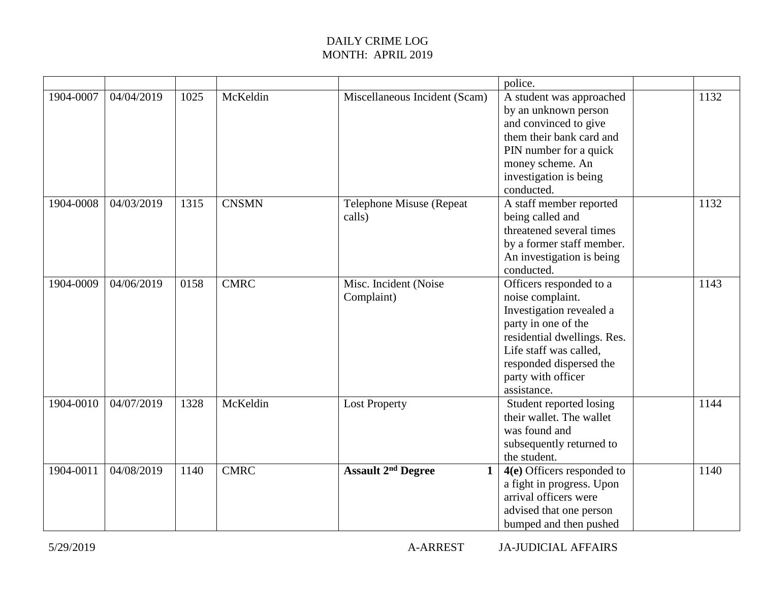DAILY CRIME LOG
MONTH: APRIL 2019

| | | | | | | | |
|---|---|---|---|---|---|---|---|
| | | | | | police. | | |
| 1904-0007 | 04/04/2019 | 1025 | McKeldin | Miscellaneous Incident (Scam) | A student was approached by an unknown person and convinced to give them their bank card and PIN number for a quick money scheme. An investigation is being conducted. | | 1132 |
| 1904-0008 | 04/03/2019 | 1315 | CNSMN | Telephone Misuse (Repeat calls) | A staff member reported being called and threatened several times by a former staff member. An investigation is being conducted. | | 1132 |
| 1904-0009 | 04/06/2019 | 0158 | CMRC | Misc. Incident (Noise Complaint) | Officers responded to a noise complaint. Investigation revealed a party in one of the residential dwellings. Res. Life staff was called, responded dispersed the party with officer assistance. | | 1143 |
| 1904-0010 | 04/07/2019 | 1328 | McKeldin | Lost Property | Student reported losing their wallet. The wallet was found and subsequently returned to the student. | | 1144 |
| 1904-0011 | 04/08/2019 | 1140 | CMRC | **Assault 2nd Degree** **1** | **4(e)** Officers responded to a fight in progress. Upon arrival officers were advised that one person bumped and then pushed | | 1140 |

5/29/2019 A-ARREST JA-JUDICIAL AFFAIRS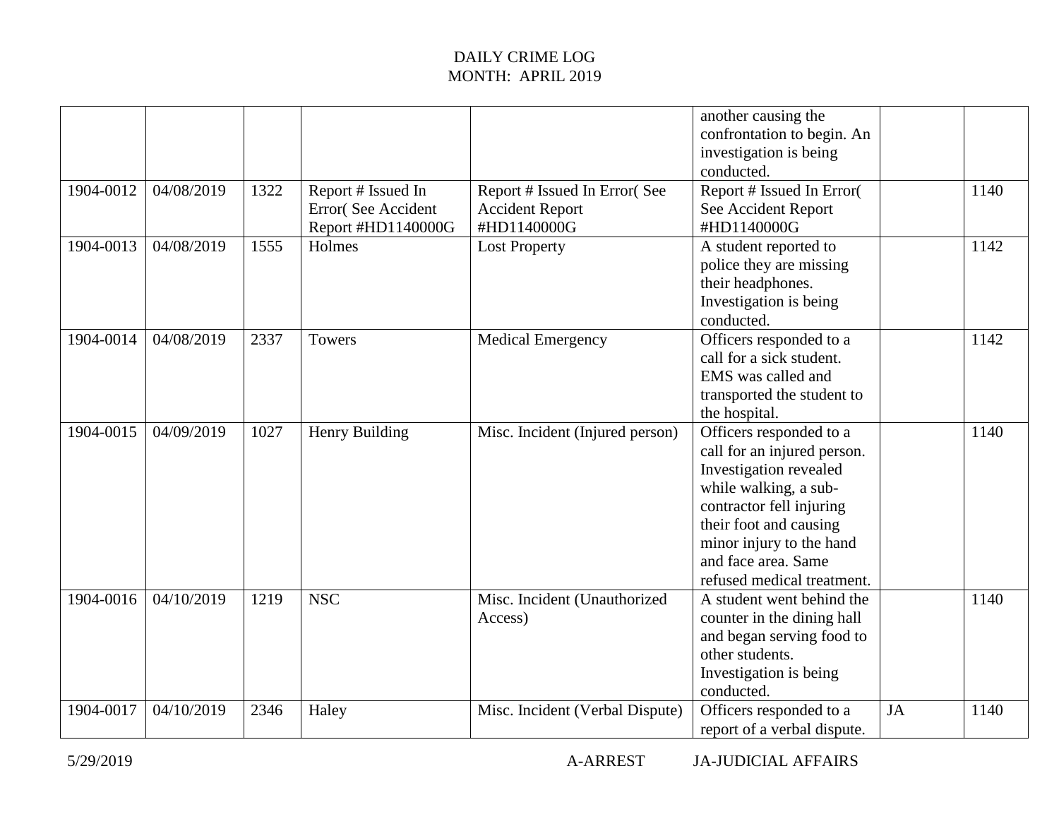DAILY CRIME LOG
MONTH: APRIL 2019

| | | | | | | | |
|---|---|---|---|---|---|---|---|
| | | | | | another causing the confrontation to begin. An investigation is being conducted. | | |
| 1904-0012 | 04/08/2019 | 1322 | Report # Issued In Error( See Accident Report #HD1140000G | Report # Issued In Error( See Accident Report #HD1140000G | Report # Issued In Error( See Accident Report #HD1140000G | | 1140 |
| 1904-0013 | 04/08/2019 | 1555 | Holmes | Lost Property | A student reported to police they are missing their headphones. Investigation is being conducted. | | 1142 |
| 1904-0014 | 04/08/2019 | 2337 | Towers | Medical Emergency | Officers responded to a call for a sick student. EMS was called and transported the student to the hospital. | | 1142 |
| 1904-0015 | 04/09/2019 | 1027 | Henry Building | Misc. Incident (Injured person) | Officers responded to a call for an injured person. Investigation revealed while walking, a sub-contractor fell injuring their foot and causing minor injury to the hand and face area. Same refused medical treatment. | | 1140 |
| 1904-0016 | 04/10/2019 | 1219 | NSC | Misc. Incident (Unauthorized Access) | A student went behind the counter in the dining hall and began serving food to other students. Investigation is being conducted. | | 1140 |
| 1904-0017 | 04/10/2019 | 2346 | Haley | Misc. Incident (Verbal Dispute) | Officers responded to a report of a verbal dispute. | JA | 1140 |

5/29/2019 A-ARREST JA-JUDICIAL AFFAIRS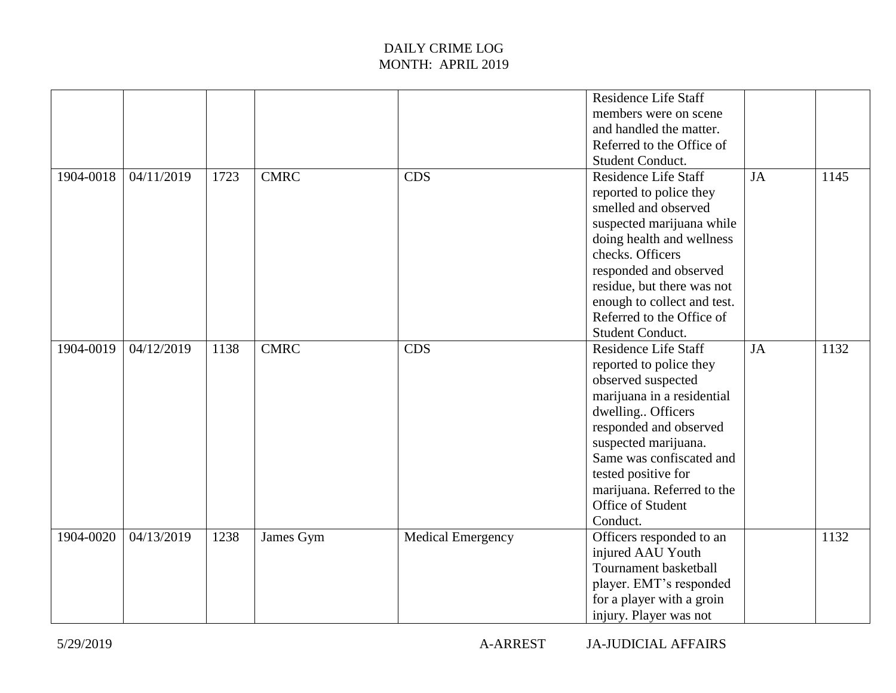# DAILY CRIME LOG
## MONTH: APRIL 2019

| | | | | | | | |
|---|---|---|---|---|---|---|---|
| | | | | | Residence Life Staff members were on scene and handled the matter. Referred to the Office of Student Conduct. | | |
| 1904-0018 | 04/11/2019 | 1723 | CMRC | CDS | Residence Life Staff reported to police they smelled and observed suspected marijuana while doing health and wellness checks. Officers responded and observed residue, but there was not enough to collect and test. Referred to the Office of Student Conduct. | JA | 1145 |
| 1904-0019 | 04/12/2019 | 1138 | CMRC | CDS | Residence Life Staff reported to police they observed suspected marijuana in a residential dwelling.. Officers responded and observed suspected marijuana. Same was confiscated and tested positive for marijuana. Referred to the Office of Student Conduct. | JA | 1132 |
| 1904-0020 | 04/13/2019 | 1238 | James Gym | Medical Emergency | Officers responded to an injured AAU Youth Tournament basketball player. EMT's responded for a player with a groin injury. Player was not | | 1132 |

5/29/2019 A-ARREST JA-JUDICIAL AFFAIRS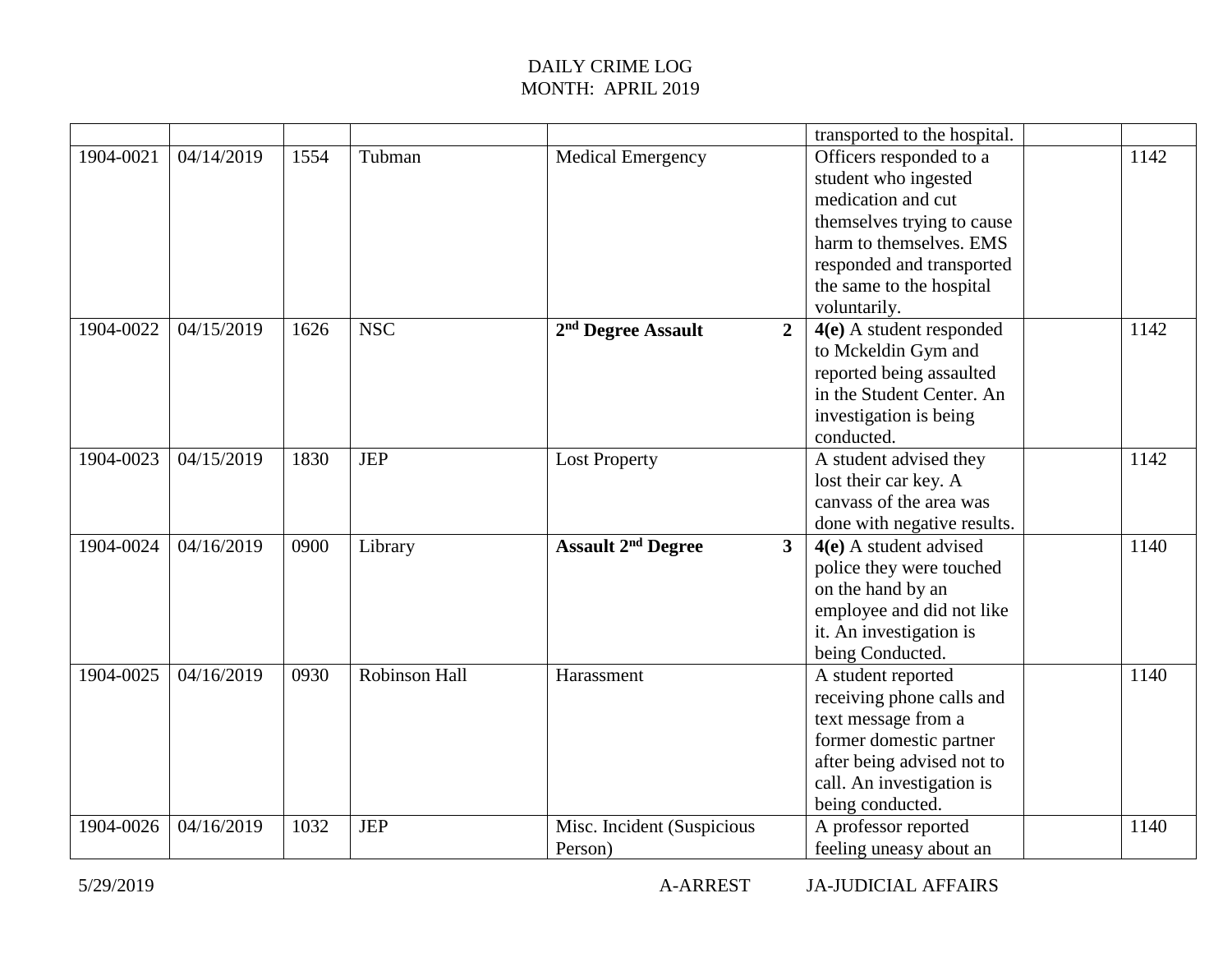DAILY CRIME LOG
MONTH: APRIL 2019

| | | | | | | | | |
|---|---|---|---|---|---|---|---|---|
| | | | | | | transported to the hospital. | | |
| 1904-0021 | 04/14/2019 | 1554 | Tubman | Medical Emergency | | Officers responded to a student who ingested medication and cut themselves trying to cause harm to themselves. EMS responded and transported the same to the hospital voluntarily. | | 1142 |
| 1904-0022 | 04/15/2019 | 1626 | NSC | **2nd Degree Assault** | **2** | **4(e)** A student responded to Mckeldin Gym and reported being assaulted in the Student Center. An investigation is being conducted. | | 1142 |
| 1904-0023 | 04/15/2019 | 1830 | JEP | Lost Property | | A student advised they lost their car key. A canvass of the area was done with negative results. | | 1142 |
| 1904-0024 | 04/16/2019 | 0900 | Library | **Assault 2nd Degree** | **3** | **4(e)** A student advised police they were touched on the hand by an employee and did not like it. An investigation is being Conducted. | | 1140 |
| 1904-0025 | 04/16/2019 | 0930 | Robinson Hall | Harassment | | A student reported receiving phone calls and text message from a former domestic partner after being advised not to call. An investigation is being conducted. | | 1140 |
| 1904-0026 | 04/16/2019 | 1032 | JEP | Misc. Incident (Suspicious Person) | | A professor reported feeling uneasy about an | | 1140 |

5/29/2019 A-ARREST JA-JUDICIAL AFFAIRS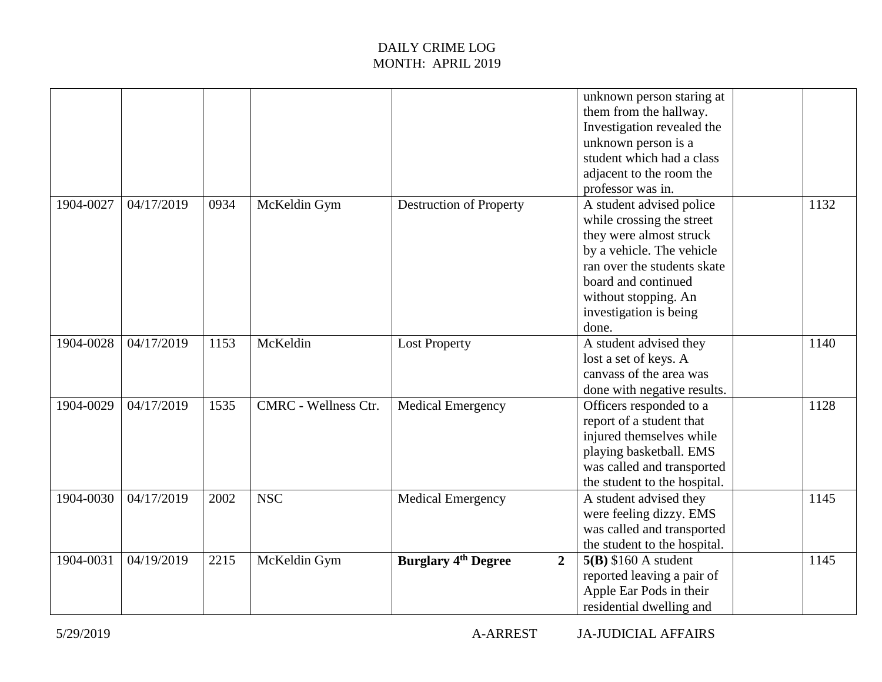DAILY CRIME LOG
MONTH: APRIL 2019

| | | | | | | | |
|---|---|---|---|---|---|---|---|
| | | | | | unknown person staring at them from the hallway. Investigation revealed the unknown person is a student which had a class adjacent to the room the professor was in. | | |
| 1904-0027 | 04/17/2019 | 0934 | McKeldin Gym | Destruction of Property | A student advised police while crossing the street they were almost struck by a vehicle. The vehicle ran over the students skate board and continued without stopping. An investigation is being done. | | 1132 |
| 1904-0028 | 04/17/2019 | 1153 | McKeldin | Lost Property | A student advised they lost a set of keys. A canvass of the area was done with negative results. | | 1140 |
| 1904-0029 | 04/17/2019 | 1535 | CMRC - Wellness Ctr. | Medical Emergency | Officers responded to a report of a student that injured themselves while playing basketball. EMS was called and transported the student to the hospital. | | 1128 |
| 1904-0030 | 04/17/2019 | 2002 | NSC | Medical Emergency | A student advised they were feeling dizzy. EMS was called and transported the student to the hospital. | | 1145 |
| 1904-0031 | 04/19/2019 | 2215 | McKeldin Gym | **Burglary 4th Degree** **2** | **5(B)** $160 A student reported leaving a pair of Apple Ear Pods in their residential dwelling and | | 1145 |

5/29/2019 A-ARREST JA-JUDICIAL AFFAIRS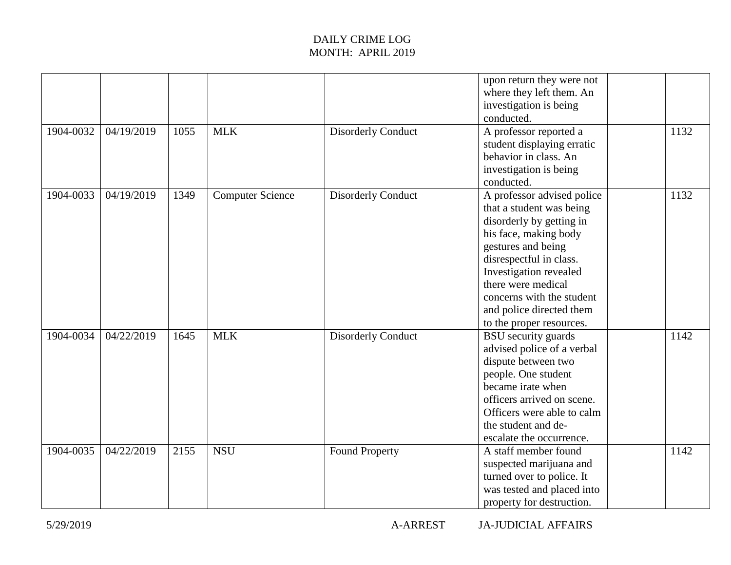DAILY CRIME LOG
MONTH: APRIL 2019

| | | | | | | | |
|---|---|---|---|---|---|---|---|
| | | | | | upon return they were not where they left them. An investigation is being conducted. | | |
| 1904-0032 | 04/19/2019 | 1055 | MLK | Disorderly Conduct | A professor reported a student displaying erratic behavior in class. An investigation is being conducted. | | 1132 |
| 1904-0033 | 04/19/2019 | 1349 | Computer Science | Disorderly Conduct | A professor advised police that a student was being disorderly by getting in his face, making body gestures and being disrespectful in class. Investigation revealed there were medical concerns with the student and police directed them to the proper resources. | | 1132 |
| 1904-0034 | 04/22/2019 | 1645 | MLK | Disorderly Conduct | BSU security guards advised police of a verbal dispute between two people. One student became irate when officers arrived on scene. Officers were able to calm the student and de-escalate the occurrence. | | 1142 |
| 1904-0035 | 04/22/2019 | 2155 | NSU | Found Property | A staff member found suspected marijuana and turned over to police. It was tested and placed into property for destruction. | | 1142 |

5/29/2019 A-ARREST JA-JUDICIAL AFFAIRS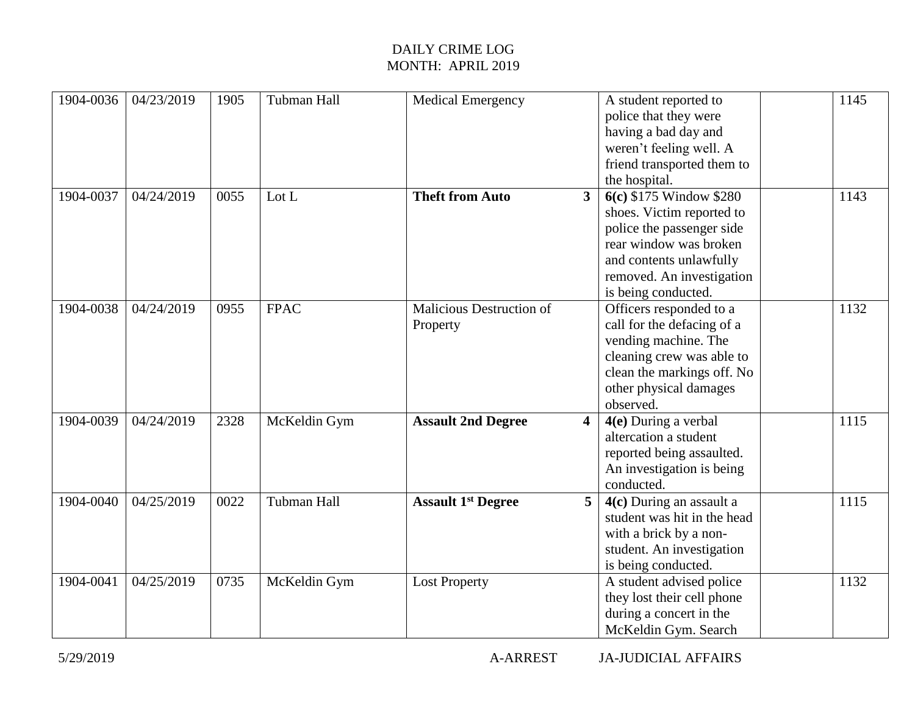DAILY CRIME LOG
MONTH: APRIL 2019

| | | | | | | | |
|---|---|---|---|---|---|---|---|
| 1904-0036 | 04/23/2019 | 1905 | Tubman Hall | Medical Emergency | A student reported to police that they were having a bad day and weren't feeling well. A friend transported them to the hospital. | | 1145 |
| 1904-0037 | 04/24/2019 | 0055 | Lot L | **Theft from Auto** **3** | **6(c)** $175 Window $280 shoes. Victim reported to police the passenger side rear window was broken and contents unlawfully removed. An investigation is being conducted. | | 1143 |
| 1904-0038 | 04/24/2019 | 0955 | FPAC | Malicious Destruction of Property | Officers responded to a call for the defacing of a vending machine. The cleaning crew was able to clean the markings off. No other physical damages observed. | | 1132 |
| 1904-0039 | 04/24/2019 | 2328 | McKeldin Gym | **Assault 2nd Degree** **4** | **4(e)** During a verbal altercation a student reported being assaulted. An investigation is being conducted. | | 1115 |
| 1904-0040 | 04/25/2019 | 0022 | Tubman Hall | **Assault 1st Degree** **5** | **4(c)** During an assault a student was hit in the head with a brick by a non-student. An investigation is being conducted. | | 1115 |
| 1904-0041 | 04/25/2019 | 0735 | McKeldin Gym | Lost Property | A student advised police they lost their cell phone during a concert in the McKeldin Gym. Search | | 1132 |

5/29/2019 A-ARREST JA-JUDICIAL AFFAIRS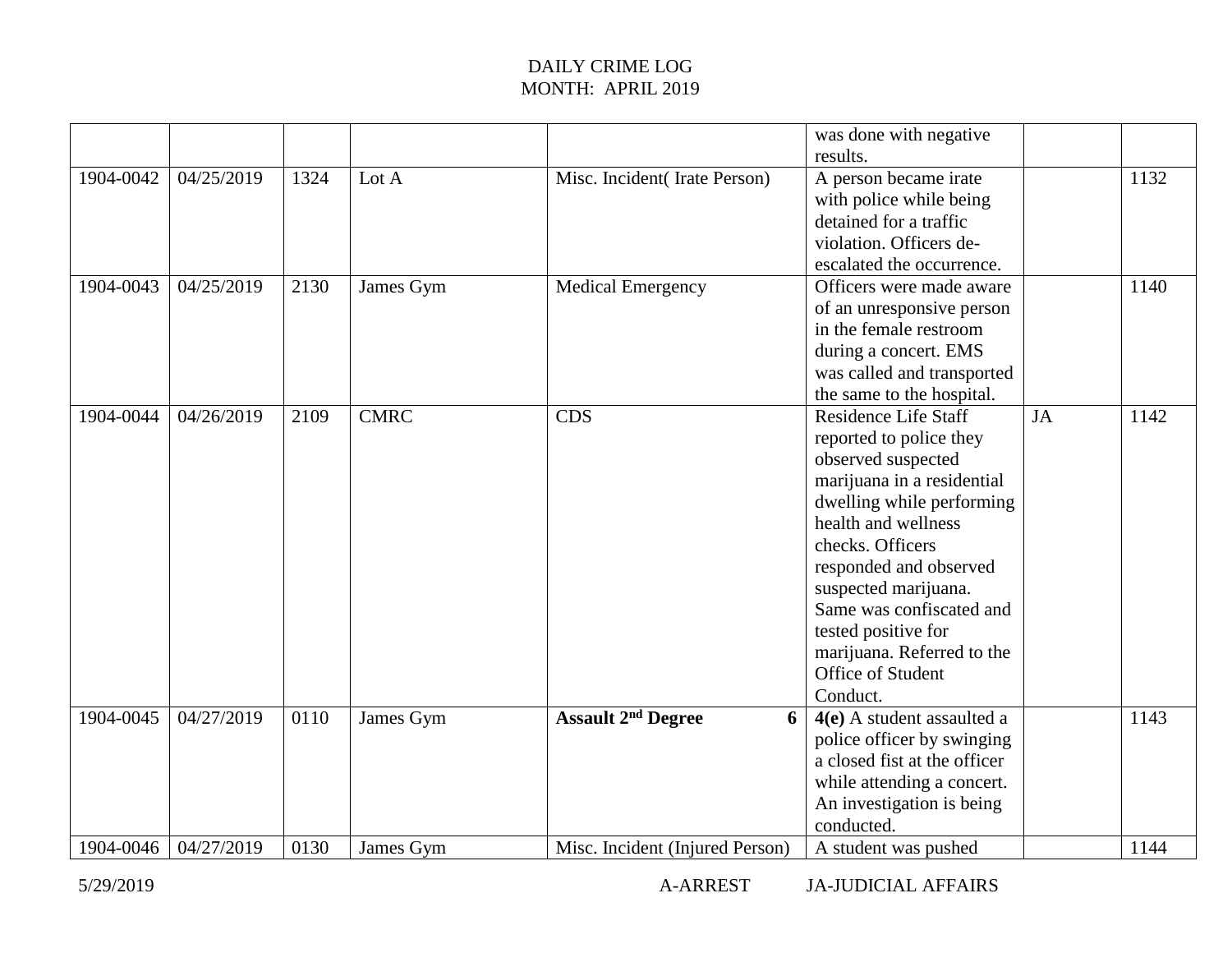DAILY CRIME LOG
MONTH: APRIL 2019

| | | | | | | | |
|---|---|---|---|---|---|---|---|
| | | | | | was done with negative results. | | |
| 1904-0042 | 04/25/2019 | 1324 | Lot A | Misc. Incident( Irate Person) | A person became irate with police while being detained for a traffic violation. Officers de-escalated the occurrence. | | 1132 |
| 1904-0043 | 04/25/2019 | 2130 | James Gym | Medical Emergency | Officers were made aware of an unresponsive person in the female restroom during a concert. EMS was called and transported the same to the hospital. | | 1140 |
| 1904-0044 | 04/26/2019 | 2109 | CMRC | CDS | Residence Life Staff reported to police they observed suspected marijuana in a residential dwelling while performing health and wellness checks. Officers responded and observed suspected marijuana. Same was confiscated and tested positive for marijuana. Referred to the Office of Student Conduct. | JA | 1142 |
| 1904-0045 | 04/27/2019 | 0110 | James Gym | **Assault 2nd Degree 6** | **4(e)** A student assaulted a police officer by swinging a closed fist at the officer while attending a concert. An investigation is being conducted. | | 1143 |
| 1904-0046 | 04/27/2019 | 0130 | James Gym | Misc. Incident (Injured Person) | A student was pushed | | 1144 |

5/29/2019 A-ARREST JA-JUDICIAL AFFAIRS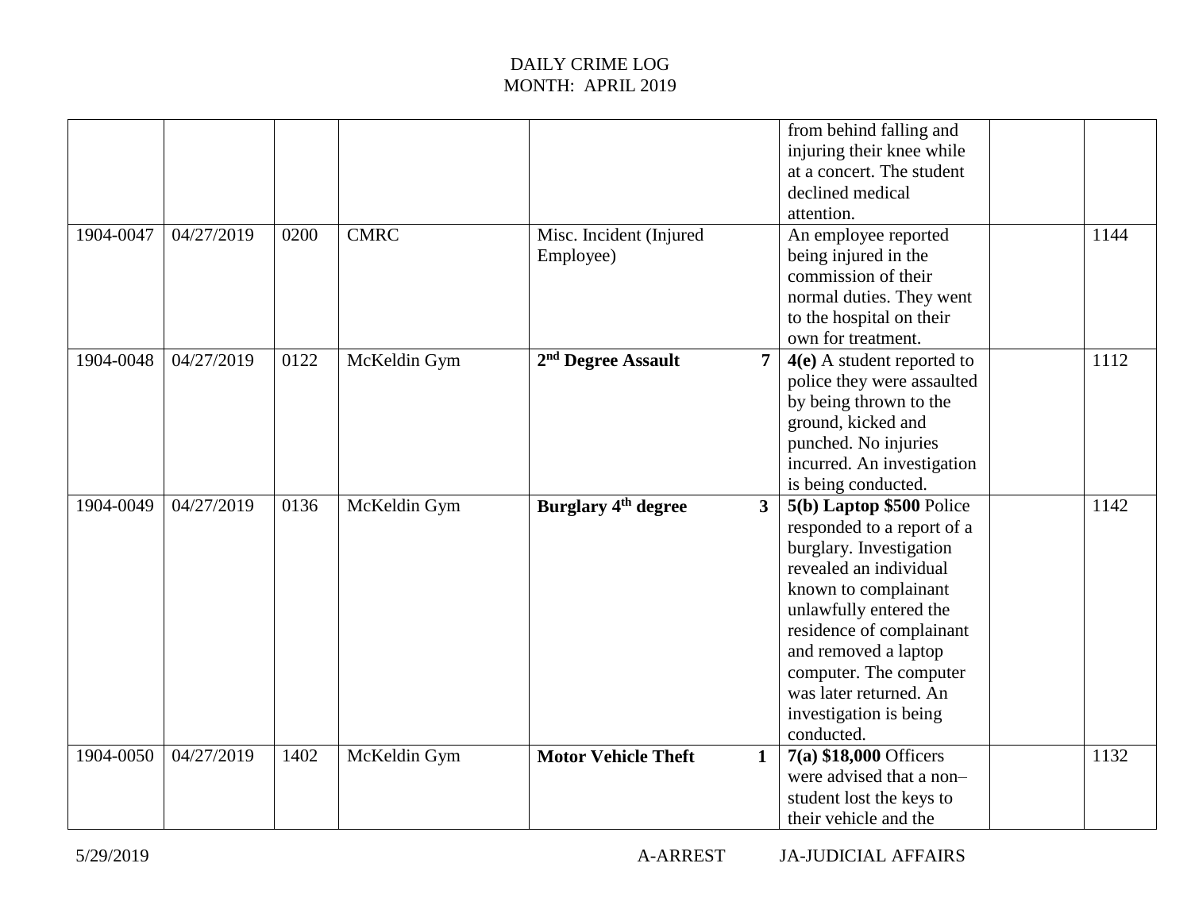DAILY CRIME LOG
MONTH: APRIL 2019

| | | | | | | | | |
|---|---|---|---|---|---|---|---|---|
| | | | | | | from behind falling and injuring their knee while at a concert. The student declined medical attention. | | |
| 1904-0047 | 04/27/2019 | 0200 | CMRC | Misc. Incident (Injured Employee) | | An employee reported being injured in the commission of their normal duties. They went to the hospital on their own for treatment. | | 1144 |
| 1904-0048 | 04/27/2019 | 0122 | McKeldin Gym | **2nd Degree Assault** | **7** | **4(e)** A student reported to police they were assaulted by being thrown to the ground, kicked and punched. No injuries incurred. An investigation is being conducted. | | 1112 |
| 1904-0049 | 04/27/2019 | 0136 | McKeldin Gym | **Burglary 4th degree** | **3** | **5(b) Laptop $500** Police responded to a report of a burglary. Investigation revealed an individual known to complainant unlawfully entered the residence of complainant and removed a laptop computer. The computer was later returned. An investigation is being conducted. | | 1142 |
| 1904-0050 | 04/27/2019 | 1402 | McKeldin Gym | **Motor Vehicle Theft** | **1** | **7(a) $18,000** Officers were advised that a non–student lost the keys to their vehicle and the | | 1132 |

5/29/2019 A-ARREST JA-JUDICIAL AFFAIRS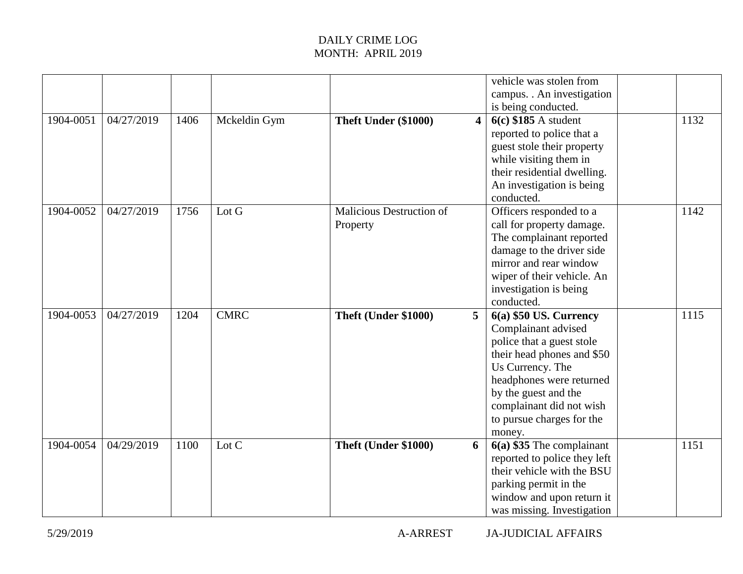DAILY CRIME LOG
MONTH: APRIL 2019

| | | | | | | | | |
|---|---|---|---|---|---|---|---|---|
| | | | | | | vehicle was stolen from campus. . An investigation is being conducted. | | |
| 1904-0051 | 04/27/2019 | 1406 | Mckeldin Gym | **Theft Under ($1000)** | **4** | **6(c) $185** A student reported to police that a guest stole their property while visiting them in their residential dwelling. An investigation is being conducted. | | 1132 |
| 1904-0052 | 04/27/2019 | 1756 | Lot G | Malicious Destruction of Property | | Officers responded to a call for property damage. The complainant reported damage to the driver side mirror and rear window wiper of their vehicle. An investigation is being conducted. | | 1142 |
| 1904-0053 | 04/27/2019 | 1204 | CMRC | **Theft (Under $1000)** | **5** | **6(a) $50 US. Currency** Complainant advised police that a guest stole their head phones and $50 Us Currency. The headphones were returned by the guest and the complainant did not wish to pursue charges for the money. | | 1115 |
| 1904-0054 | 04/29/2019 | 1100 | Lot C | **Theft (Under $1000)** | **6** | **6(a) $35** The complainant reported to police they left their vehicle with the BSU parking permit in the window and upon return it was missing. Investigation | | 1151 |

5/29/2019 A-ARREST JA-JUDICIAL AFFAIRS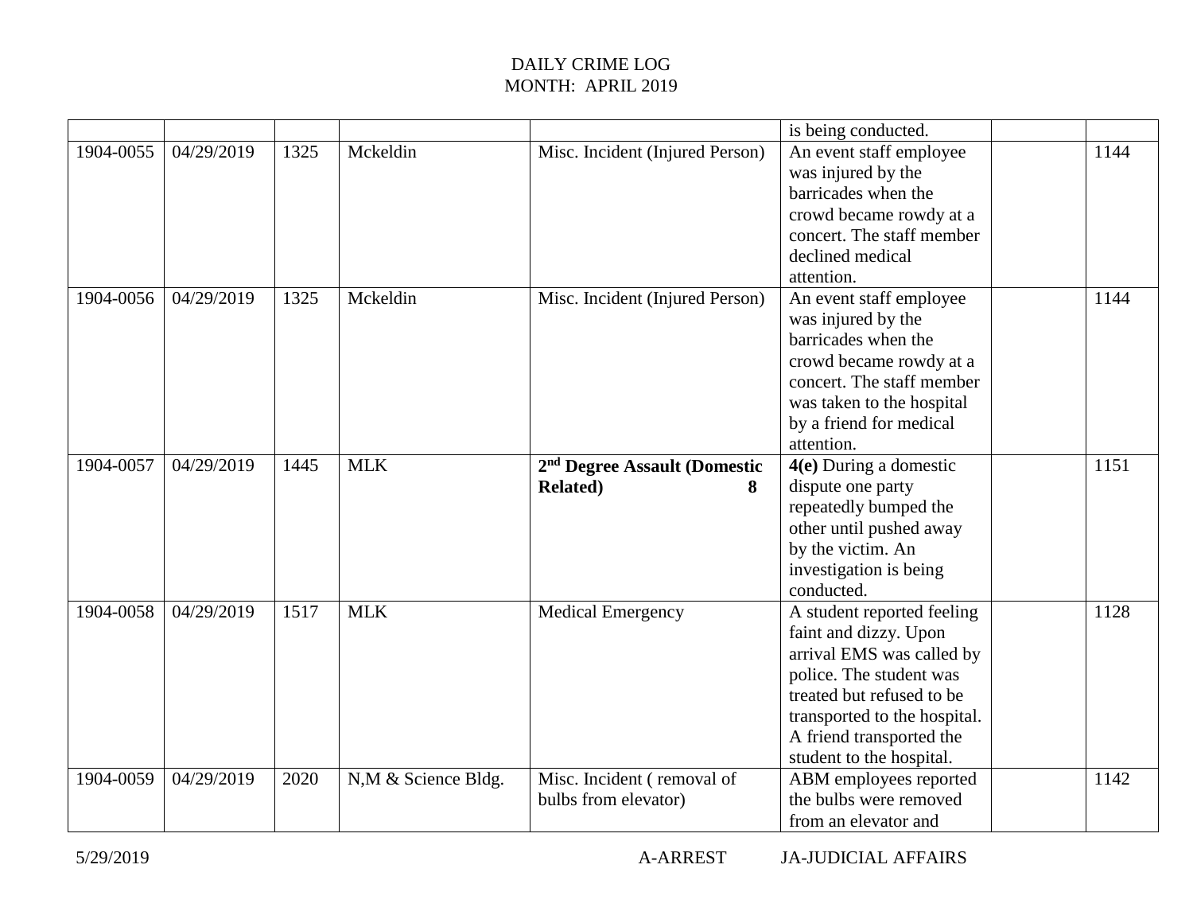DAILY CRIME LOG
MONTH: APRIL 2019

| | | | | | | | |
|---|---|---|---|---|---|---|---|
| | | | | | is being conducted. | | |
| 1904-0055 | 04/29/2019 | 1325 | Mckeldin | Misc. Incident (Injured Person) | An event staff employee was injured by the barricades when the crowd became rowdy at a concert. The staff member declined medical attention. | | 1144 |
| 1904-0056 | 04/29/2019 | 1325 | Mckeldin | Misc. Incident (Injured Person) | An event staff employee was injured by the barricades when the crowd became rowdy at a concert. The staff member was taken to the hospital by a friend for medical attention. | | 1144 |
| 1904-0057 | 04/29/2019 | 1445 | MLK | **2nd Degree Assault (Domestic Related) 8** | **4(e)** During a domestic dispute one party repeatedly bumped the other until pushed away by the victim. An investigation is being conducted. | | 1151 |
| 1904-0058 | 04/29/2019 | 1517 | MLK | Medical Emergency | A student reported feeling faint and dizzy. Upon arrival EMS was called by police. The student was treated but refused to be transported to the hospital. A friend transported the student to the hospital. | | 1128 |
| 1904-0059 | 04/29/2019 | 2020 | N,M & Science Bldg. | Misc. Incident ( removal of bulbs from elevator) | ABM employees reported the bulbs were removed from an elevator and | | 1142 |

5/29/2019 A-ARREST JA-JUDICIAL AFFAIRS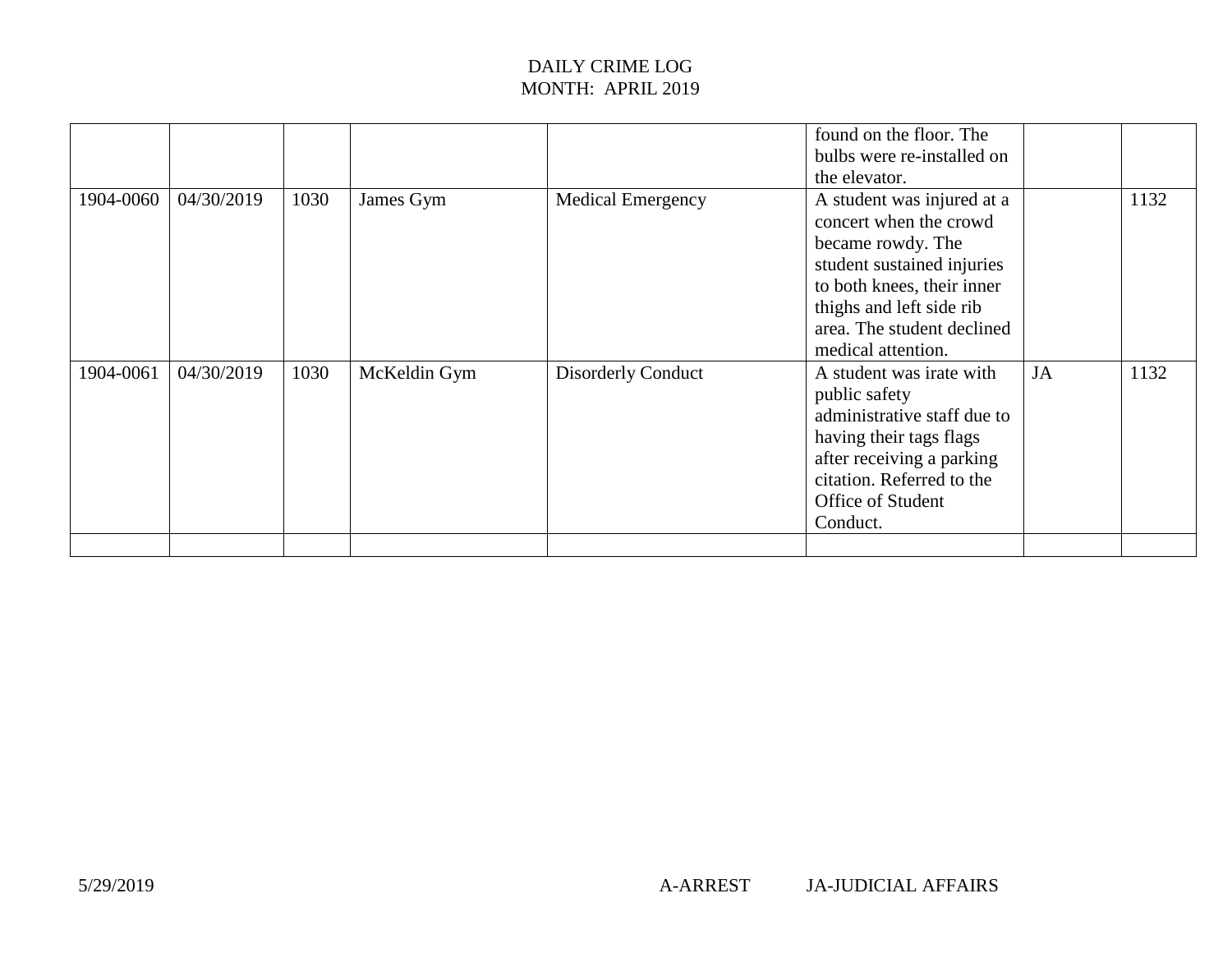DAILY CRIME LOG
MONTH: APRIL 2019

| | | | | | | | |
|---|---|---|---|---|---|---|---|
| | | | | | found on the floor. The bulbs were re-installed on the elevator. | | |
| 1904-0060 | 04/30/2019 | 1030 | James Gym | Medical Emergency | A student was injured at a concert when the crowd became rowdy. The student sustained injuries to both knees, their inner thighs and left side rib area. The student declined medical attention. | | 1132 |
| 1904-0061 | 04/30/2019 | 1030 | McKeldin Gym | Disorderly Conduct | A student was irate with public safety administrative staff due to having their tags flags after receiving a parking citation. Referred to the Office of Student Conduct. | JA | 1132 |
| | | | | | | | |

5/29/2019 A-ARREST JA-JUDICIAL AFFAIRS